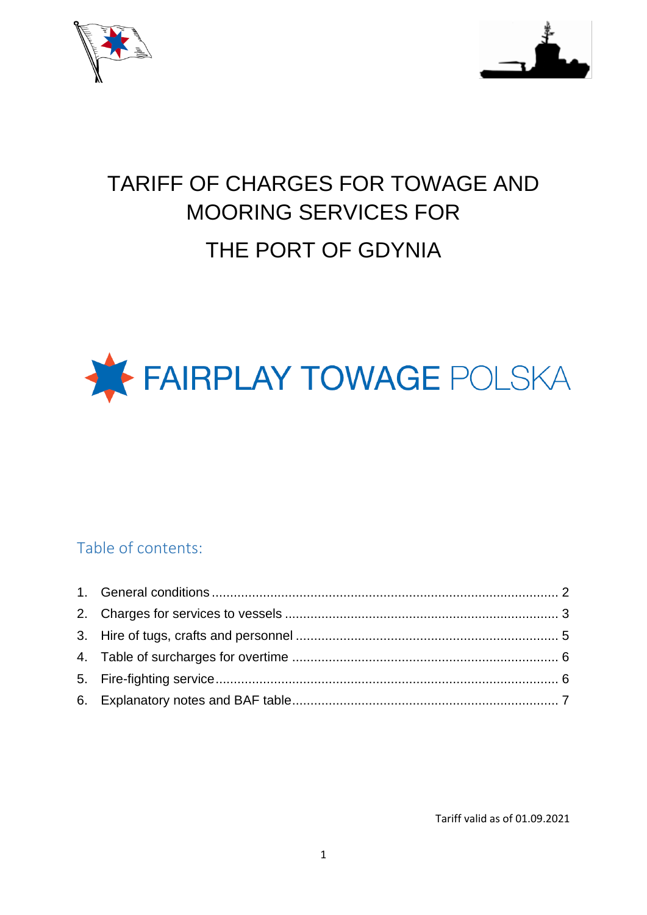# TARIFF OF CHARGES FOR TOWAGE AND MOORING SERVICES FOR THE PORT OF GDYNIA

FAIRPLAY TOWAGE POLSKA

## Table of contents:

1. General conditions .......... 2
2. Charges for services to vessels .......... 3
3. Hire of tugs, crafts and personnel .......... 5
4. Table of surcharges for overtime .......... 6
5. Fire-fighting service .......... 6
6. Explanatory notes and BAF table .......... 7

Tariff valid as of 01.09.2021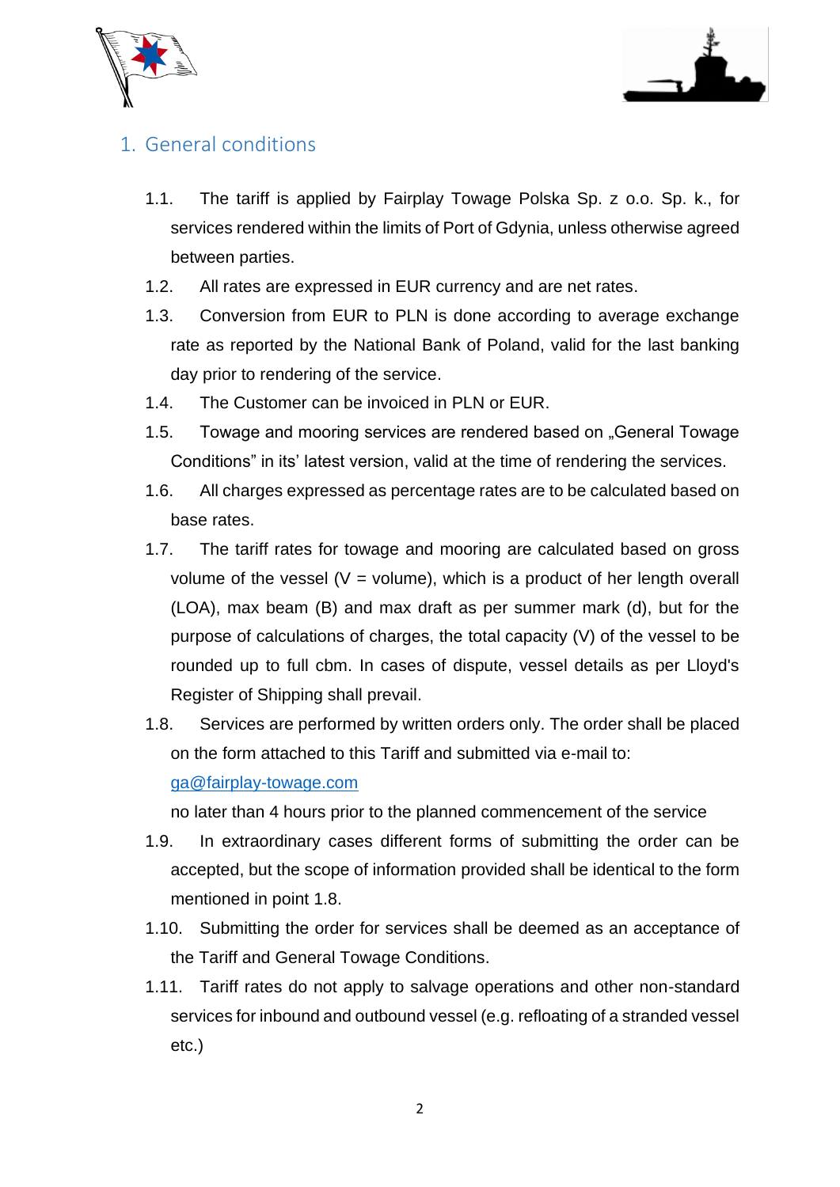## 1. General conditions

1.1. The tariff is applied by Fairplay Towage Polska Sp. z o.o. Sp. k., for services rendered within the limits of Port of Gdynia, unless otherwise agreed between parties.

1.2. All rates are expressed in EUR currency and are net rates.

1.3. Conversion from EUR to PLN is done according to average exchange rate as reported by the National Bank of Poland, valid for the last banking day prior to rendering of the service.

1.4. The Customer can be invoiced in PLN or EUR.

1.5. Towage and mooring services are rendered based on „General Towage Conditions" in its' latest version, valid at the time of rendering the services.

1.6. All charges expressed as percentage rates are to be calculated based on base rates.

1.7. The tariff rates for towage and mooring are calculated based on gross volume of the vessel (V = volume), which is a product of her length overall (LOA), max beam (B) and max draft as per summer mark (d), but for the purpose of calculations of charges, the total capacity (V) of the vessel to be rounded up to full cbm. In cases of dispute, vessel details as per Lloyd's Register of Shipping shall prevail.

1.8. Services are performed by written orders only. The order shall be placed on the form attached to this Tariff and submitted via e-mail to: [ga@fairplay-towage.com](mailto:ga@fairplay-towage.com)
no later than 4 hours prior to the planned commencement of the service

1.9. In extraordinary cases different forms of submitting the order can be accepted, but the scope of information provided shall be identical to the form mentioned in point 1.8.

1.10. Submitting the order for services shall be deemed as an acceptance of the Tariff and General Towage Conditions.

1.11. Tariff rates do not apply to salvage operations and other non-standard services for inbound and outbound vessel (e.g. refloating of a stranded vessel etc.)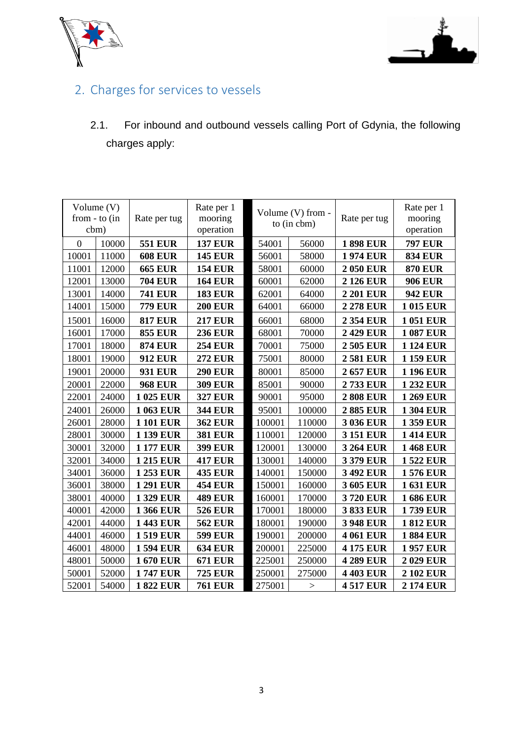## 2. Charges for services to vessels

2.1. For inbound and outbound vessels calling Port of Gdynia, the following charges apply:

| Volume (V) from - to (in cbm) | | Rate per tug | Rate per 1 mooring operation | Volume (V) from - to (in cbm) | | Rate per tug | Rate per 1 mooring operation |
|---|---|---|---|---|---|---|---|
| 0 | 10000 | **551 EUR** | **137 EUR** | 54001 | 56000 | **1 898 EUR** | **797 EUR** |
| 10001 | 11000 | **608 EUR** | **145 EUR** | 56001 | 58000 | **1 974 EUR** | **834 EUR** |
| 11001 | 12000 | **665 EUR** | **154 EUR** | 58001 | 60000 | **2 050 EUR** | **870 EUR** |
| 12001 | 13000 | **704 EUR** | **164 EUR** | 60001 | 62000 | **2 126 EUR** | **906 EUR** |
| 13001 | 14000 | **741 EUR** | **183 EUR** | 62001 | 64000 | **2 201 EUR** | **942 EUR** |
| 14001 | 15000 | **779 EUR** | **200 EUR** | 64001 | 66000 | **2 278 EUR** | **1 015 EUR** |
| 15001 | 16000 | **817 EUR** | **217 EUR** | 66001 | 68000 | **2 354 EUR** | **1 051 EUR** |
| 16001 | 17000 | **855 EUR** | **236 EUR** | 68001 | 70000 | **2 429 EUR** | **1 087 EUR** |
| 17001 | 18000 | **874 EUR** | **254 EUR** | 70001 | 75000 | **2 505 EUR** | **1 124 EUR** |
| 18001 | 19000 | **912 EUR** | **272 EUR** | 75001 | 80000 | **2 581 EUR** | **1 159 EUR** |
| 19001 | 20000 | **931 EUR** | **290 EUR** | 80001 | 85000 | **2 657 EUR** | **1 196 EUR** |
| 20001 | 22000 | **968 EUR** | **309 EUR** | 85001 | 90000 | **2 733 EUR** | **1 232 EUR** |
| 22001 | 24000 | **1 025 EUR** | **327 EUR** | 90001 | 95000 | **2 808 EUR** | **1 269 EUR** |
| 24001 | 26000 | **1 063 EUR** | **344 EUR** | 95001 | 100000 | **2 885 EUR** | **1 304 EUR** |
| 26001 | 28000 | **1 101 EUR** | **362 EUR** | 100001 | 110000 | **3 036 EUR** | **1 359 EUR** |
| 28001 | 30000 | **1 139 EUR** | **381 EUR** | 110001 | 120000 | **3 151 EUR** | **1 414 EUR** |
| 30001 | 32000 | **1 177 EUR** | **399 EUR** | 120001 | 130000 | **3 264 EUR** | **1 468 EUR** |
| 32001 | 34000 | **1 215 EUR** | **417 EUR** | 130001 | 140000 | **3 379 EUR** | **1 522 EUR** |
| 34001 | 36000 | **1 253 EUR** | **435 EUR** | 140001 | 150000 | **3 492 EUR** | **1 576 EUR** |
| 36001 | 38000 | **1 291 EUR** | **454 EUR** | 150001 | 160000 | **3 605 EUR** | **1 631 EUR** |
| 38001 | 40000 | **1 329 EUR** | **489 EUR** | 160001 | 170000 | **3 720 EUR** | **1 686 EUR** |
| 40001 | 42000 | **1 366 EUR** | **526 EUR** | 170001 | 180000 | **3 833 EUR** | **1 739 EUR** |
| 42001 | 44000 | **1 443 EUR** | **562 EUR** | 180001 | 190000 | **3 948 EUR** | **1 812 EUR** |
| 44001 | 46000 | **1 519 EUR** | **599 EUR** | 190001 | 200000 | **4 061 EUR** | **1 884 EUR** |
| 46001 | 48000 | **1 594 EUR** | **634 EUR** | 200001 | 225000 | **4 175 EUR** | **1 957 EUR** |
| 48001 | 50000 | **1 670 EUR** | **671 EUR** | 225001 | 250000 | **4 289 EUR** | **2 029 EUR** |
| 50001 | 52000 | **1 747 EUR** | **725 EUR** | 250001 | 275000 | **4 403 EUR** | **2 102 EUR** |
| 52001 | 54000 | **1 822 EUR** | **761 EUR** | 275001 | > | **4 517 EUR** | **2 174 EUR** |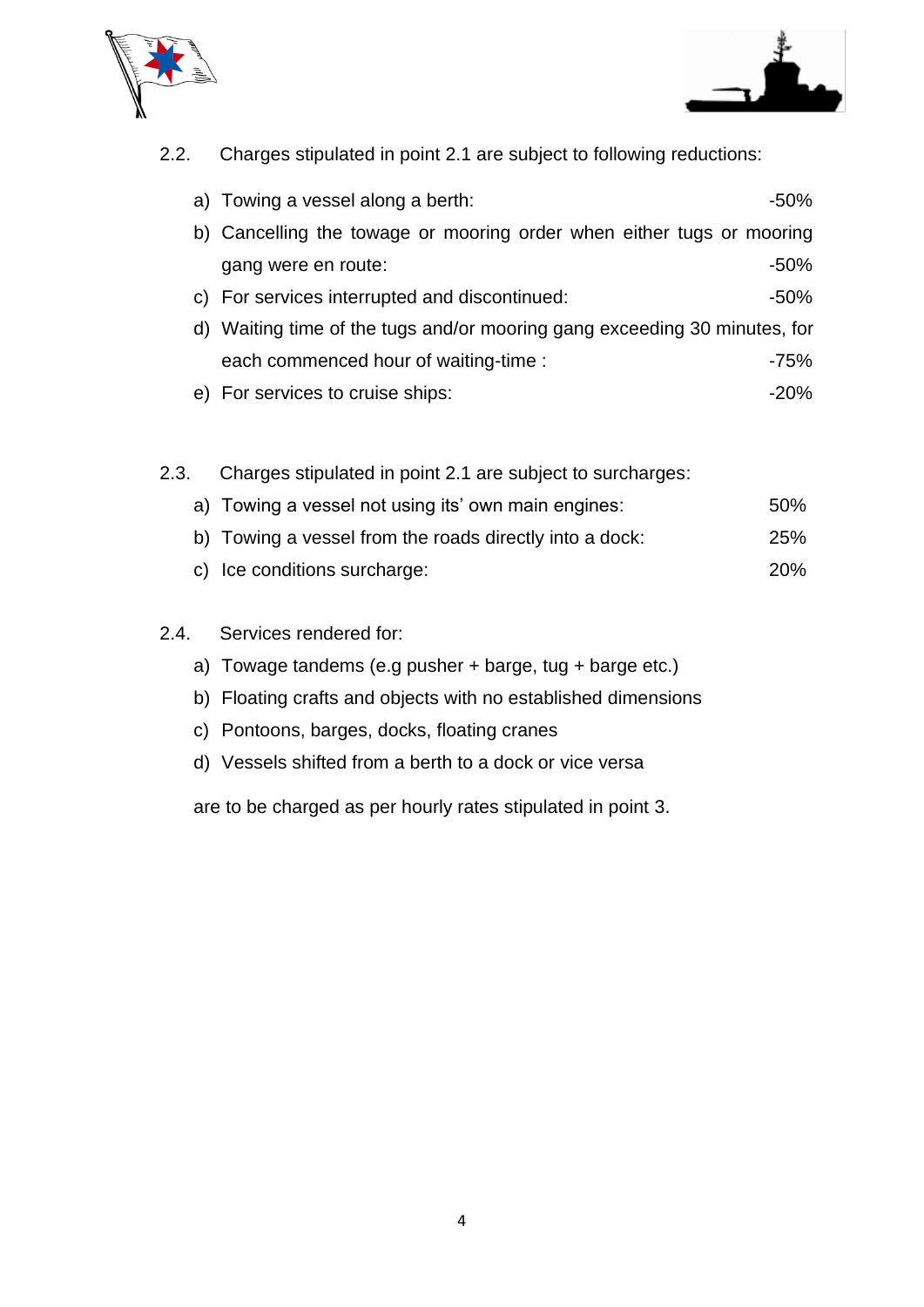2.2. Charges stipulated in point 2.1 are subject to following reductions:

a) Towing a vessel along a berth: -50%

b) Cancelling the towage or mooring order when either tugs or mooring gang were en route: -50%

c) For services interrupted and discontinued: -50%

d) Waiting time of the tugs and/or mooring gang exceeding 30 minutes, for each commenced hour of waiting-time : -75%

e) For services to cruise ships: -20%

2.3. Charges stipulated in point 2.1 are subject to surcharges:

a) Towing a vessel not using its' own main engines: 50%

b) Towing a vessel from the roads directly into a dock: 25%

c) Ice conditions surcharge: 20%

2.4. Services rendered for:

a) Towage tandems (e.g pusher + barge, tug + barge etc.)

b) Floating crafts and objects with no established dimensions

c) Pontoons, barges, docks, floating cranes

d) Vessels shifted from a berth to a dock or vice versa

are to be charged as per hourly rates stipulated in point 3.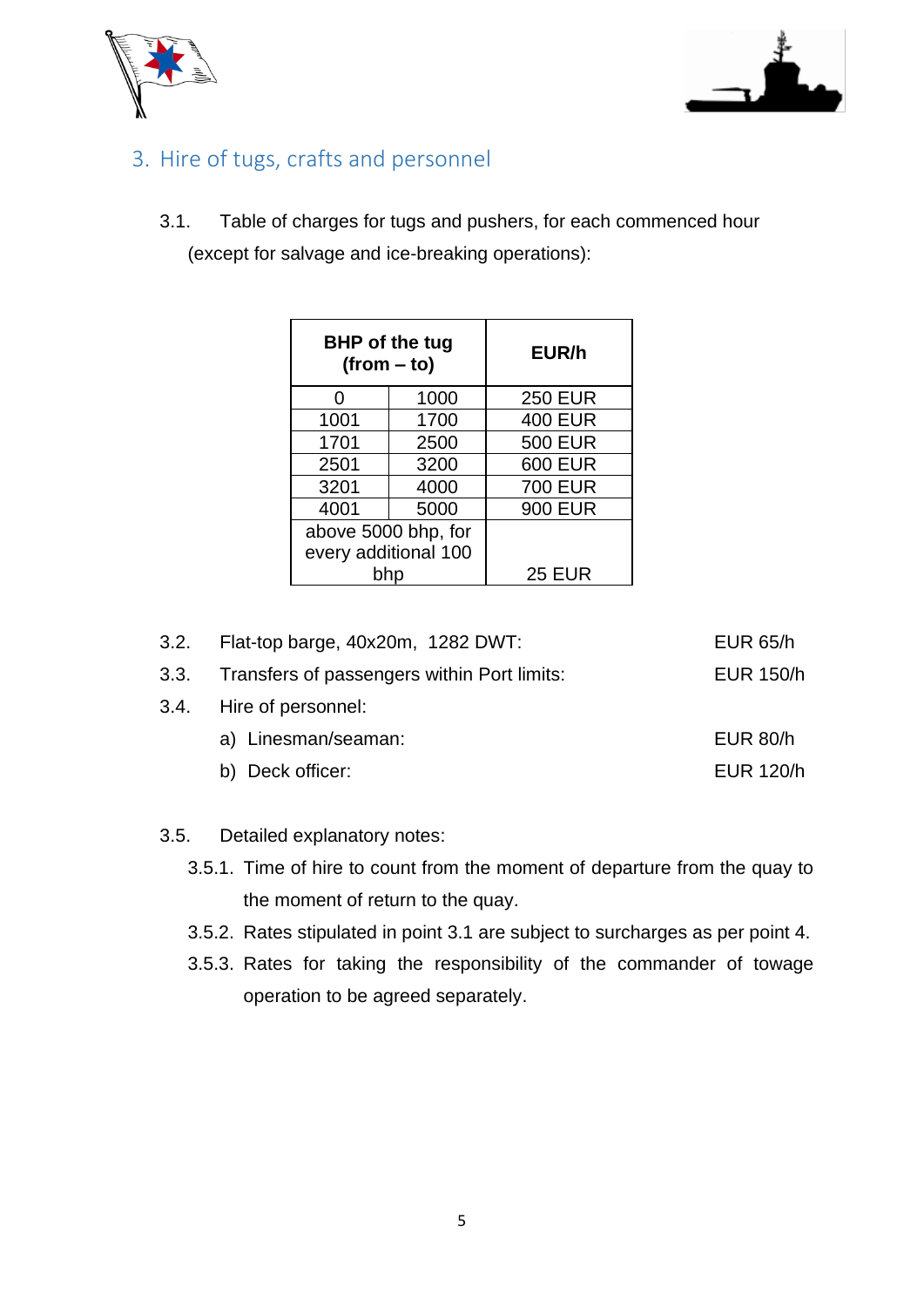## 3. Hire of tugs, crafts and personnel

3.1. Table of charges for tugs and pushers, for each commenced hour (except for salvage and ice-breaking operations):

| **BHP of the tug (from – to)** | | **EUR/h** |
|---|---|---|
| 0 | 1000 | 250 EUR |
| 1001 | 1700 | 400 EUR |
| 1701 | 2500 | 500 EUR |
| 2501 | 3200 | 600 EUR |
| 3201 | 4000 | 700 EUR |
| 4001 | 5000 | 900 EUR |
| above 5000 bhp, for every additional 100 bhp | | 25 EUR |

3.2. Flat-top barge, 40x20m, 1282 DWT: EUR 65/h

3.3. Transfers of passengers within Port limits: EUR 150/h

3.4. Hire of personnel:

a) Linesman/seaman: EUR 80/h

b) Deck officer: EUR 120/h

3.5. Detailed explanatory notes:

3.5.1. Time of hire to count from the moment of departure from the quay to the moment of return to the quay.

3.5.2. Rates stipulated in point 3.1 are subject to surcharges as per point 4.

3.5.3. Rates for taking the responsibility of the commander of towage operation to be agreed separately.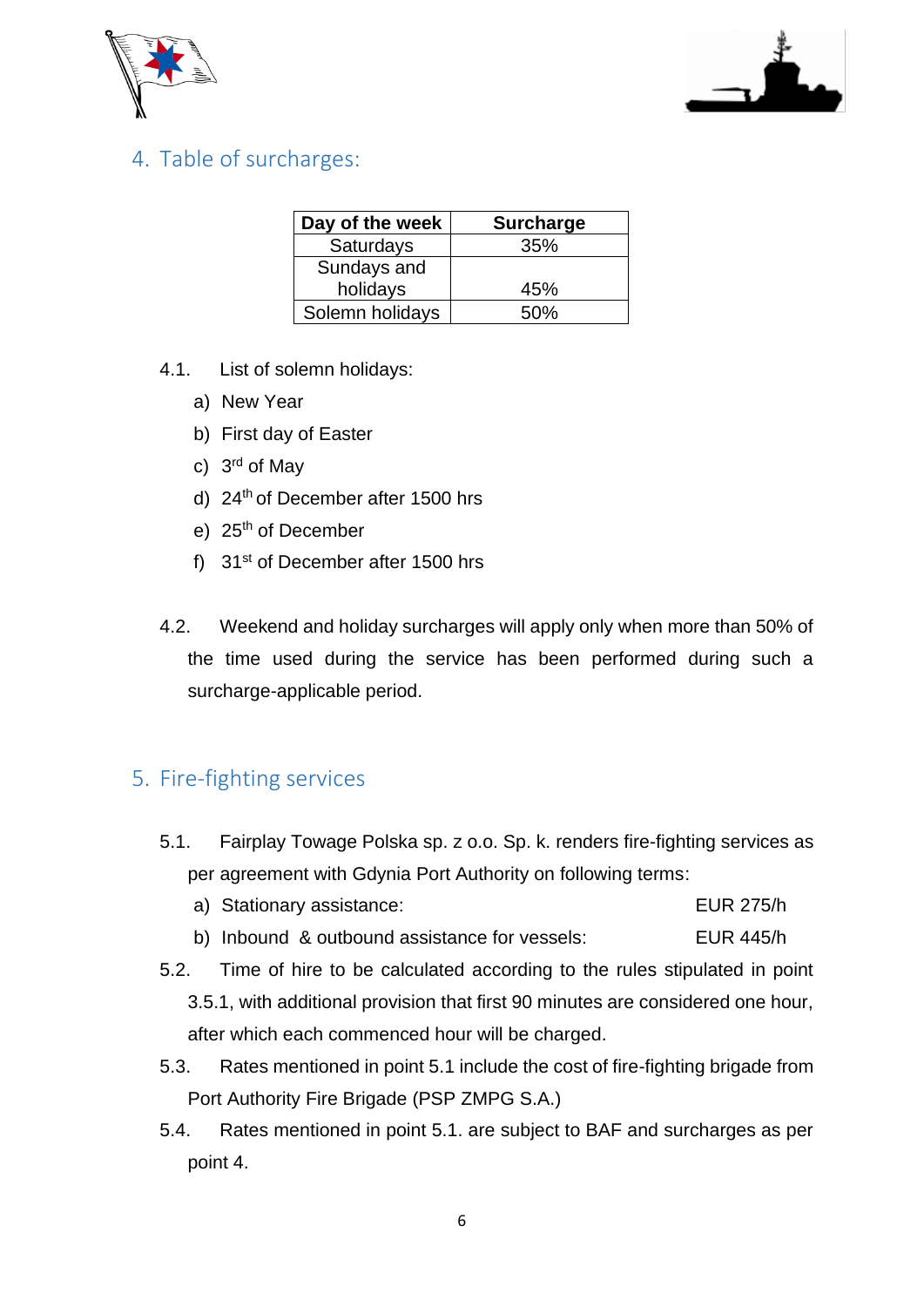## 4. Table of surcharges:

| Day of the week | Surcharge |
| --- | --- |
| Saturdays | 35% |
| Sundays and holidays | 45% |
| Solemn holidays | 50% |

4.1. List of solemn holidays:

a) New Year
b) First day of Easter
c) 3rd of May
d) 24th of December after 1500 hrs
e) 25th of December
f) 31st of December after 1500 hrs

4.2. Weekend and holiday surcharges will apply only when more than 50% of the time used during the service has been performed during such a surcharge-applicable period.

## 5. Fire-fighting services

5.1. Fairplay Towage Polska sp. z o.o. Sp. k. renders fire-fighting services as per agreement with Gdynia Port Authority on following terms:

a) Stationary assistance: EUR 275/h
b) Inbound & outbound assistance for vessels: EUR 445/h

5.2. Time of hire to be calculated according to the rules stipulated in point 3.5.1, with additional provision that first 90 minutes are considered one hour, after which each commenced hour will be charged.

5.3. Rates mentioned in point 5.1 include the cost of fire-fighting brigade from Port Authority Fire Brigade (PSP ZMPG S.A.)

5.4. Rates mentioned in point 5.1. are subject to BAF and surcharges as per point 4.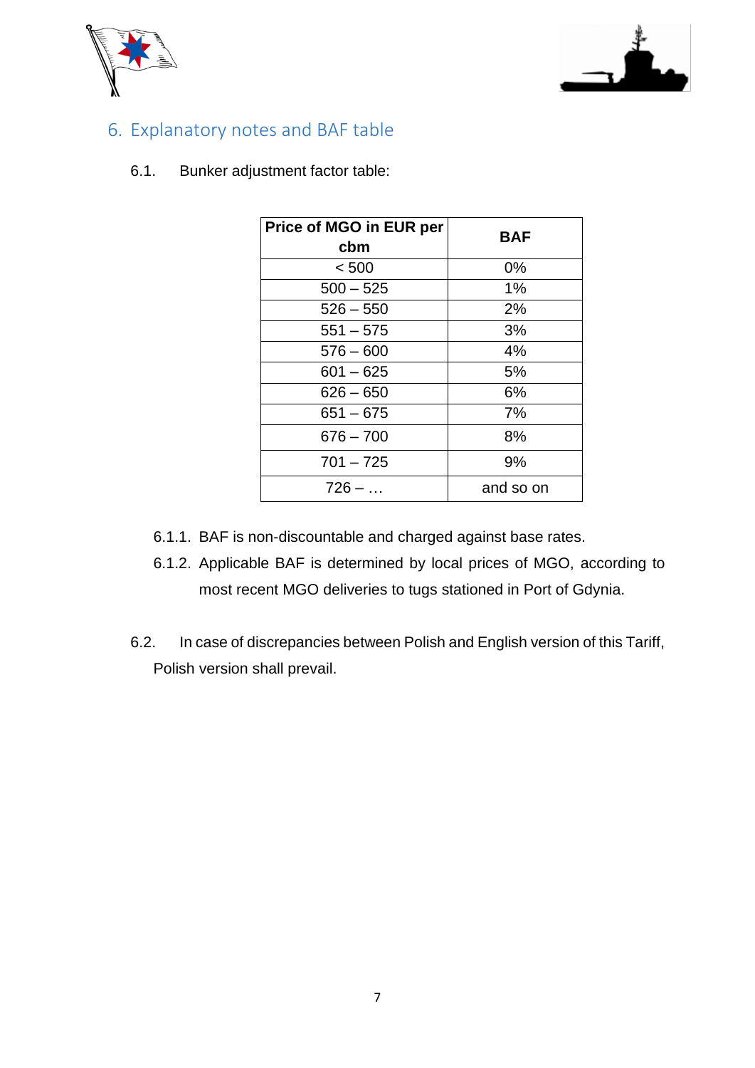## 6. Explanatory notes and BAF table

6.1. Bunker adjustment factor table:

| Price of MGO in EUR per cbm | BAF |
|---|---|
| < 500 | 0% |
| 500 – 525 | 1% |
| 526 – 550 | 2% |
| 551 – 575 | 3% |
| 576 – 600 | 4% |
| 601 – 625 | 5% |
| 626 – 650 | 6% |
| 651 – 675 | 7% |
| 676 – 700 | 8% |
| 701 – 725 | 9% |
| 726 – … | and so on |

6.1.1. BAF is non-discountable and charged against base rates.

6.1.2. Applicable BAF is determined by local prices of MGO, according to most recent MGO deliveries to tugs stationed in Port of Gdynia.

6.2. In case of discrepancies between Polish and English version of this Tariff, Polish version shall prevail.